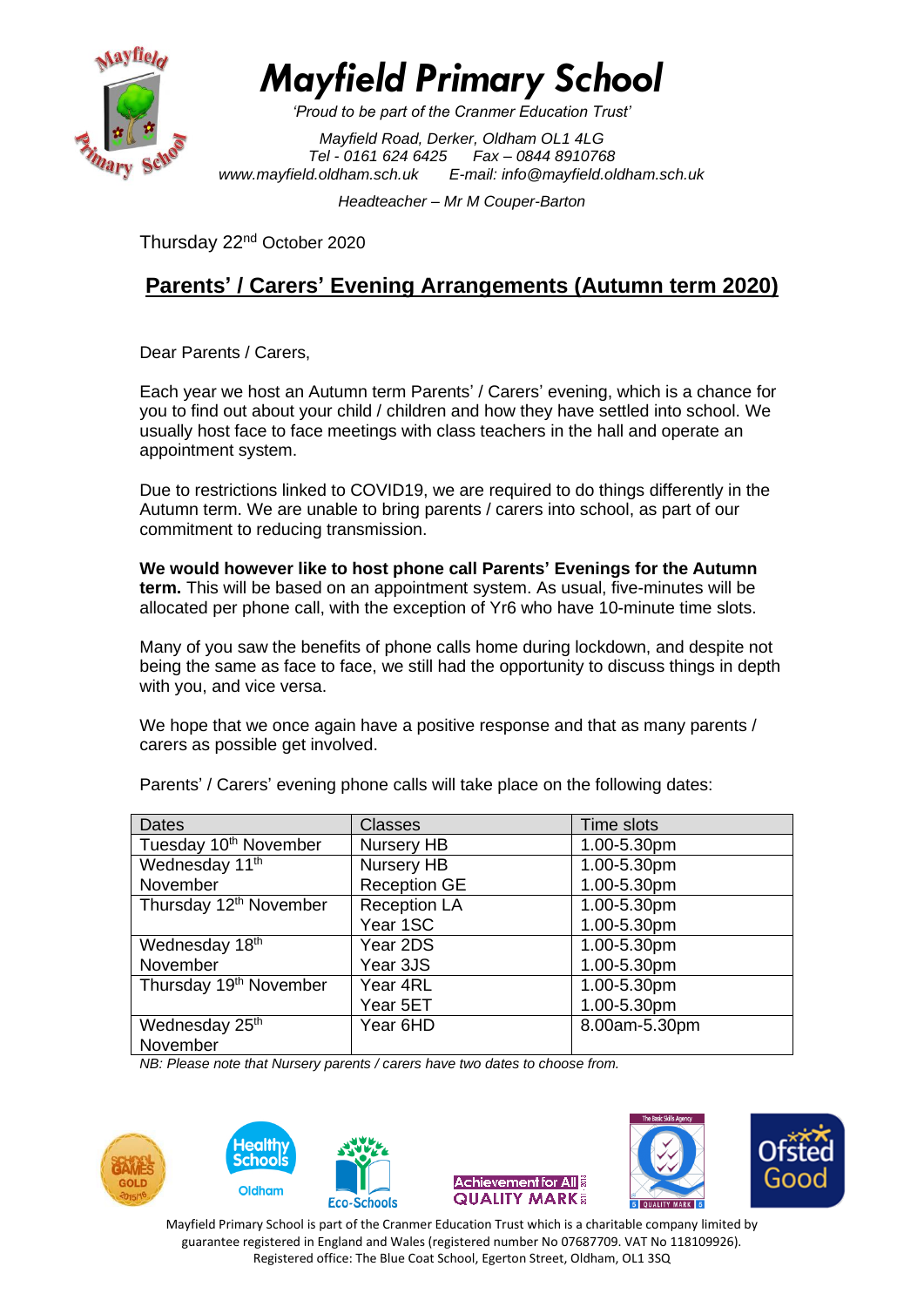# Mayfield Primary School

*'Proud to be part of the Cranmer Education Trust'*

*Mayfield Road, Derker, Oldham OL1 4LG*
*Tel - 0161 624 6425 Fax – 0844 8910768*
*www.mayfield.oldham.sch.uk E-mail: info@mayfield.oldham.sch.uk*

*Headteacher – Mr M Couper-Barton*

Thursday 22nd October 2020

## Parents' / Carers' Evening Arrangements (Autumn term 2020)

Dear Parents / Carers,

Each year we host an Autumn term Parents' / Carers' evening, which is a chance for you to find out about your child / children and how they have settled into school. We usually host face to face meetings with class teachers in the hall and operate an appointment system.

Due to restrictions linked to COVID19, we are required to do things differently in the Autumn term. We are unable to bring parents / carers into school, as part of our commitment to reducing transmission.

**We would however like to host phone call Parents' Evenings for the Autumn term.** This will be based on an appointment system. As usual, five-minutes will be allocated per phone call, with the exception of Yr6 who have 10-minute time slots.

Many of you saw the benefits of phone calls home during lockdown, and despite not being the same as face to face, we still had the opportunity to discuss things in depth with you, and vice versa.

We hope that we once again have a positive response and that as many parents / carers as possible get involved.

Parents' / Carers' evening phone calls will take place on the following dates:

| Dates | Classes | Time slots |
| --- | --- | --- |
| Tuesday 10th November | Nursery HB | 1.00-5.30pm |
| Wednesday 11th November | Nursery HB<br>Reception GE | 1.00-5.30pm<br>1.00-5.30pm |
| Thursday 12th November | Reception LA<br>Year 1SC | 1.00-5.30pm<br>1.00-5.30pm |
| Wednesday 18th November | Year 2DS<br>Year 3JS | 1.00-5.30pm<br>1.00-5.30pm |
| Thursday 19th November | Year 4RL<br>Year 5ET | 1.00-5.30pm<br>1.00-5.30pm |
| Wednesday 25th November | Year 6HD | 8.00am-5.30pm |

*NB: Please note that Nursery parents / carers have two dates to choose from.*

Mayfield Primary School is part of the Cranmer Education Trust which is a charitable company limited by guarantee registered in England and Wales (registered number No 07687709. VAT No 118109926). Registered office: The Blue Coat School, Egerton Street, Oldham, OL1 3SQ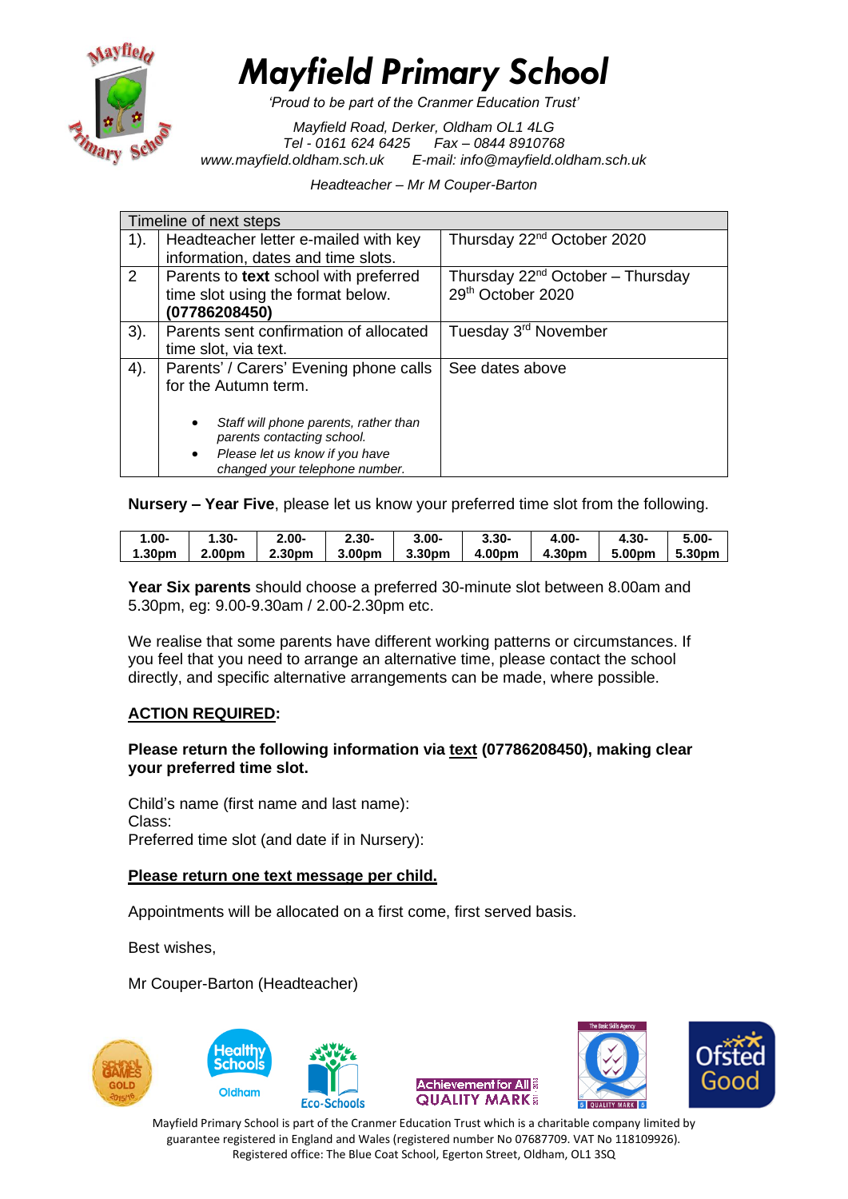# Mayfield Primary School

*'Proud to be part of the Cranmer Education Trust'*

*Mayfield Road, Derker, Oldham OL1 4LG*
*Tel - 0161 624 6425 Fax – 0844 8910768*
*www.mayfield.oldham.sch.uk E-mail: info@mayfield.oldham.sch.uk*

*Headteacher – Mr M Couper-Barton*

| Timeline of next steps | | |
|---|---|---|
| 1). | Headteacher letter e-mailed with key information, dates and time slots. | Thursday 22nd October 2020 |
| 2 | Parents to **text** school with preferred time slot using the format below. **(07786208450)** | Thursday 22nd October – Thursday 29th October 2020 |
| 3). | Parents sent confirmation of allocated time slot, via text. | Tuesday 3rd November |
| 4). | Parents' / Carers' Evening phone calls for the Autumn term. <br> • *Staff will phone parents, rather than parents contacting school.* <br> • *Please let us know if you have changed your telephone number.* | See dates above |

**Nursery – Year Five**, please let us know your preferred time slot from the following.

| | | | | | | | | |
|---|---|---|---|---|---|---|---|---|
| **1.00-1.30pm** | **1.30-2.00pm** | **2.00-2.30pm** | **2.30-3.00pm** | **3.00-3.30pm** | **3.30-4.00pm** | **4.00-4.30pm** | **4.30-5.00pm** | **5.00-5.30pm** |

**Year Six parents** should choose a preferred 30-minute slot between 8.00am and 5.30pm, eg: 9.00-9.30am / 2.00-2.30pm etc.

We realise that some parents have different working patterns or circumstances. If you feel that you need to arrange an alternative time, please contact the school directly, and specific alternative arrangements can be made, where possible.

**ACTION REQUIRED:**

**Please return the following information via text (07786208450), making clear your preferred time slot.**

Child's name (first name and last name):
Class:
Preferred time slot (and date if in Nursery):

**Please return one text message per child.**

Appointments will be allocated on a first come, first served basis.

Best wishes,

Mr Couper-Barton (Headteacher)

Mayfield Primary School is part of the Cranmer Education Trust which is a charitable company limited by guarantee registered in England and Wales (registered number No 07687709. VAT No 118109926). Registered office: The Blue Coat School, Egerton Street, Oldham, OL1 3SQ